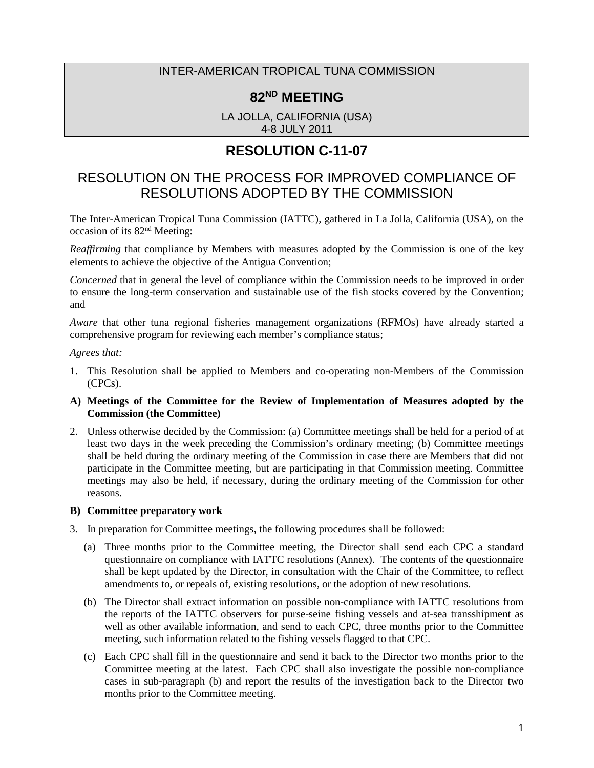INTER-AMERICAN TROPICAL TUNA COMMISSION

# 82ND MEETING

LA JOLLA, CALIFORNIA (USA)
4-8 JULY 2011

# RESOLUTION C-11-07

## RESOLUTION ON THE PROCESS FOR IMPROVED COMPLIANCE OF RESOLUTIONS ADOPTED BY THE COMMISSION

The Inter-American Tropical Tuna Commission (IATTC), gathered in La Jolla, California (USA), on the occasion of its 82nd Meeting:

*Reaffirming* that compliance by Members with measures adopted by the Commission is one of the key elements to achieve the objective of the Antigua Convention;

*Concerned* that in general the level of compliance within the Commission needs to be improved in order to ensure the long-term conservation and sustainable use of the fish stocks covered by the Convention; and

*Aware* that other tuna regional fisheries management organizations (RFMOs) have already started a comprehensive program for reviewing each member's compliance status;

*Agrees that:*

1. This Resolution shall be applied to Members and co-operating non-Members of the Commission (CPCs).

**A) Meetings of the Committee for the Review of Implementation of Measures adopted by the Commission (the Committee)**

2. Unless otherwise decided by the Commission: (a) Committee meetings shall be held for a period of at least two days in the week preceding the Commission's ordinary meeting; (b) Committee meetings shall be held during the ordinary meeting of the Commission in case there are Members that did not participate in the Committee meeting, but are participating in that Commission meeting. Committee meetings may also be held, if necessary, during the ordinary meeting of the Commission for other reasons.

**B) Committee preparatory work**

3. In preparation for Committee meetings, the following procedures shall be followed:

   (a) Three months prior to the Committee meeting, the Director shall send each CPC a standard questionnaire on compliance with IATTC resolutions (Annex). The contents of the questionnaire shall be kept updated by the Director, in consultation with the Chair of the Committee, to reflect amendments to, or repeals of, existing resolutions, or the adoption of new resolutions.

   (b) The Director shall extract information on possible non-compliance with IATTC resolutions from the reports of the IATTC observers for purse-seine fishing vessels and at-sea transshipment as well as other available information, and send to each CPC, three months prior to the Committee meeting, such information related to the fishing vessels flagged to that CPC.

   (c) Each CPC shall fill in the questionnaire and send it back to the Director two months prior to the Committee meeting at the latest. Each CPC shall also investigate the possible non-compliance cases in sub-paragraph (b) and report the results of the investigation back to the Director two months prior to the Committee meeting.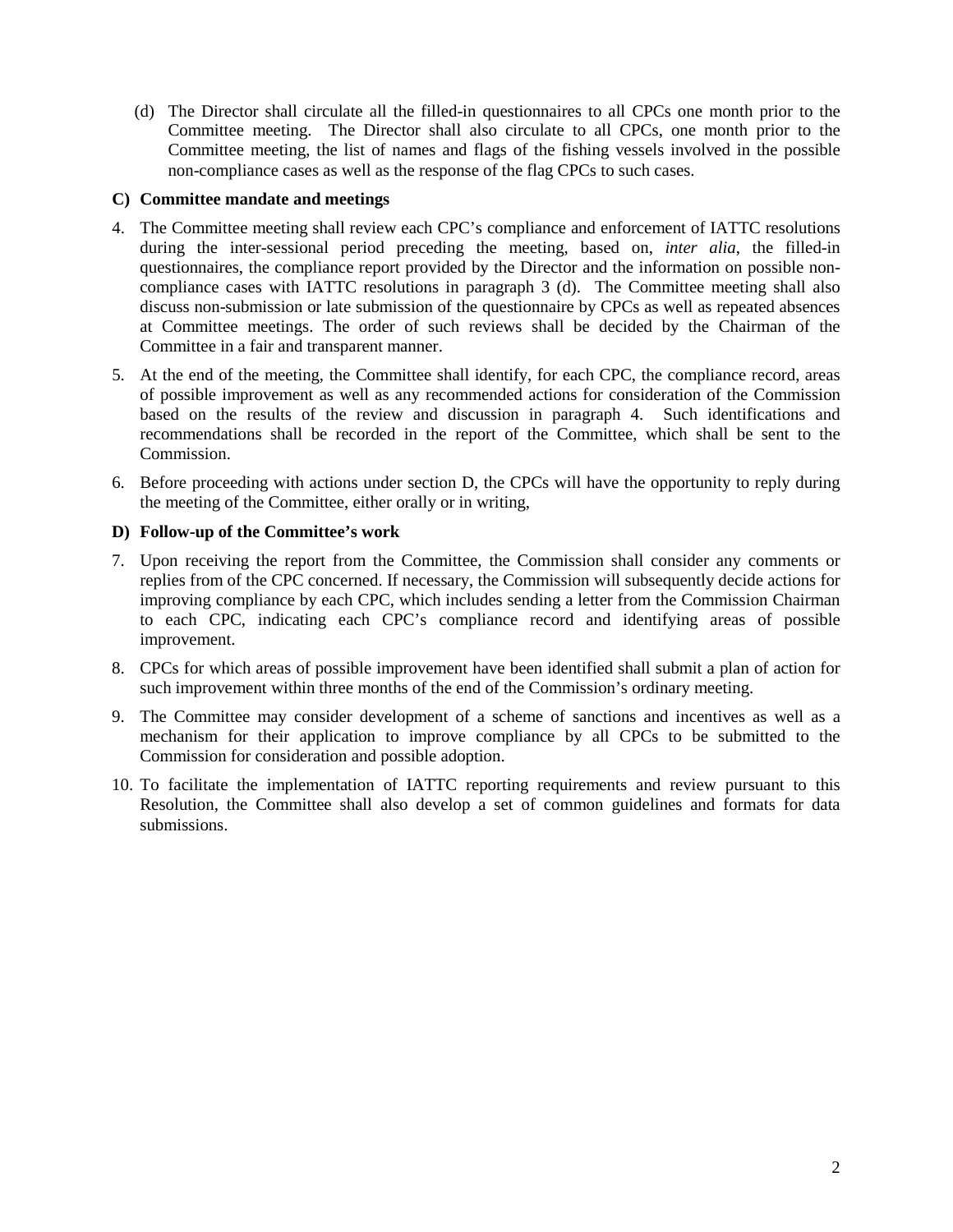(d) The Director shall circulate all the filled-in questionnaires to all CPCs one month prior to the Committee meeting. The Director shall also circulate to all CPCs, one month prior to the Committee meeting, the list of names and flags of the fishing vessels involved in the possible non-compliance cases as well as the response of the flag CPCs to such cases.

**C) Committee mandate and meetings**

4. The Committee meeting shall review each CPC's compliance and enforcement of IATTC resolutions during the inter-sessional period preceding the meeting, based on, *inter alia*, the filled-in questionnaires, the compliance report provided by the Director and the information on possible non-compliance cases with IATTC resolutions in paragraph 3 (d). The Committee meeting shall also discuss non-submission or late submission of the questionnaire by CPCs as well as repeated absences at Committee meetings. The order of such reviews shall be decided by the Chairman of the Committee in a fair and transparent manner.
5. At the end of the meeting, the Committee shall identify, for each CPC, the compliance record, areas of possible improvement as well as any recommended actions for consideration of the Commission based on the results of the review and discussion in paragraph 4. Such identifications and recommendations shall be recorded in the report of the Committee, which shall be sent to the Commission.
6. Before proceeding with actions under section D, the CPCs will have the opportunity to reply during the meeting of the Committee, either orally or in writing,

**D) Follow-up of the Committee's work**

7. Upon receiving the report from the Committee, the Commission shall consider any comments or replies from of the CPC concerned. If necessary, the Commission will subsequently decide actions for improving compliance by each CPC, which includes sending a letter from the Commission Chairman to each CPC, indicating each CPC's compliance record and identifying areas of possible improvement.
8. CPCs for which areas of possible improvement have been identified shall submit a plan of action for such improvement within three months of the end of the Commission's ordinary meeting.
9. The Committee may consider development of a scheme of sanctions and incentives as well as a mechanism for their application to improve compliance by all CPCs to be submitted to the Commission for consideration and possible adoption.
10. To facilitate the implementation of IATTC reporting requirements and review pursuant to this Resolution, the Committee shall also develop a set of common guidelines and formats for data submissions.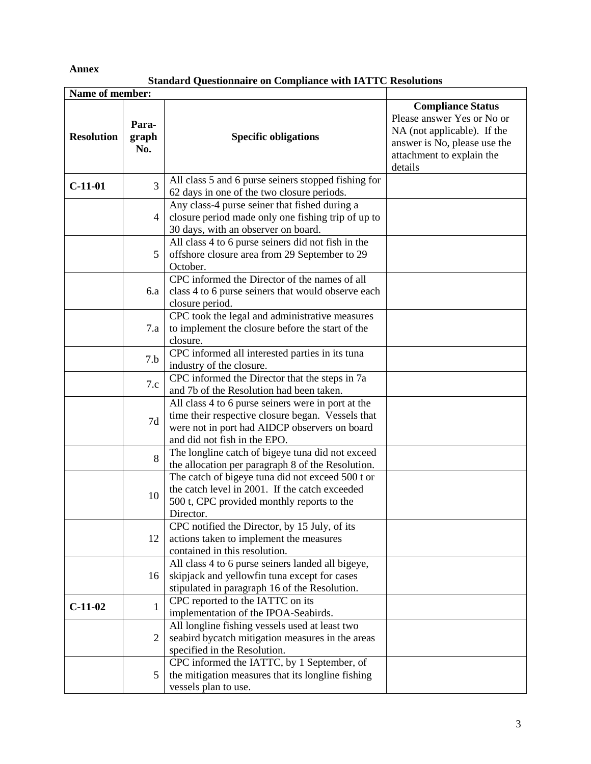**Annex**

**Standard Questionnaire on Compliance with IATTC Resolutions**

| **Name of member:** | | | |
|---|---|---|---|
| **Resolution** | **Para-graph No.** | **Specific obligations** | **Compliance Status** Please answer Yes or No or NA (not applicable). If the answer is No, please use the attachment to explain the details |
| **C-11-01** | 3 | All class 5 and 6 purse seiners stopped fishing for 62 days in one of the two closure periods. | |
| | 4 | Any class-4 purse seiner that fished during a closure period made only one fishing trip of up to 30 days, with an observer on board. | |
| | 5 | All class 4 to 6 purse seiners did not fish in the offshore closure area from 29 September to 29 October. | |
| | 6.a | CPC informed the Director of the names of all class 4 to 6 purse seiners that would observe each closure period. | |
| | 7.a | CPC took the legal and administrative measures to implement the closure before the start of the closure. | |
| | 7.b | CPC informed all interested parties in its tuna industry of the closure. | |
| | 7.c | CPC informed the Director that the steps in 7a and 7b of the Resolution had been taken. | |
| | 7d | All class 4 to 6 purse seiners were in port at the time their respective closure began. Vessels that were not in port had AIDCP observers on board and did not fish in the EPO. | |
| | 8 | The longline catch of bigeye tuna did not exceed the allocation per paragraph 8 of the Resolution. | |
| | 10 | The catch of bigeye tuna did not exceed 500 t or the catch level in 2001. If the catch exceeded 500 t, CPC provided monthly reports to the Director. | |
| | 12 | CPC notified the Director, by 15 July, of its actions taken to implement the measures contained in this resolution. | |
| | 16 | All class 4 to 6 purse seiners landed all bigeye, skipjack and yellowfin tuna except for cases stipulated in paragraph 16 of the Resolution. | |
| **C-11-02** | 1 | CPC reported to the IATTC on its implementation of the IPOA-Seabirds. | |
| | 2 | All longline fishing vessels used at least two seabird bycatch mitigation measures in the areas specified in the Resolution. | |
| | 5 | CPC informed the IATTC, by 1 September, of the mitigation measures that its longline fishing vessels plan to use. | |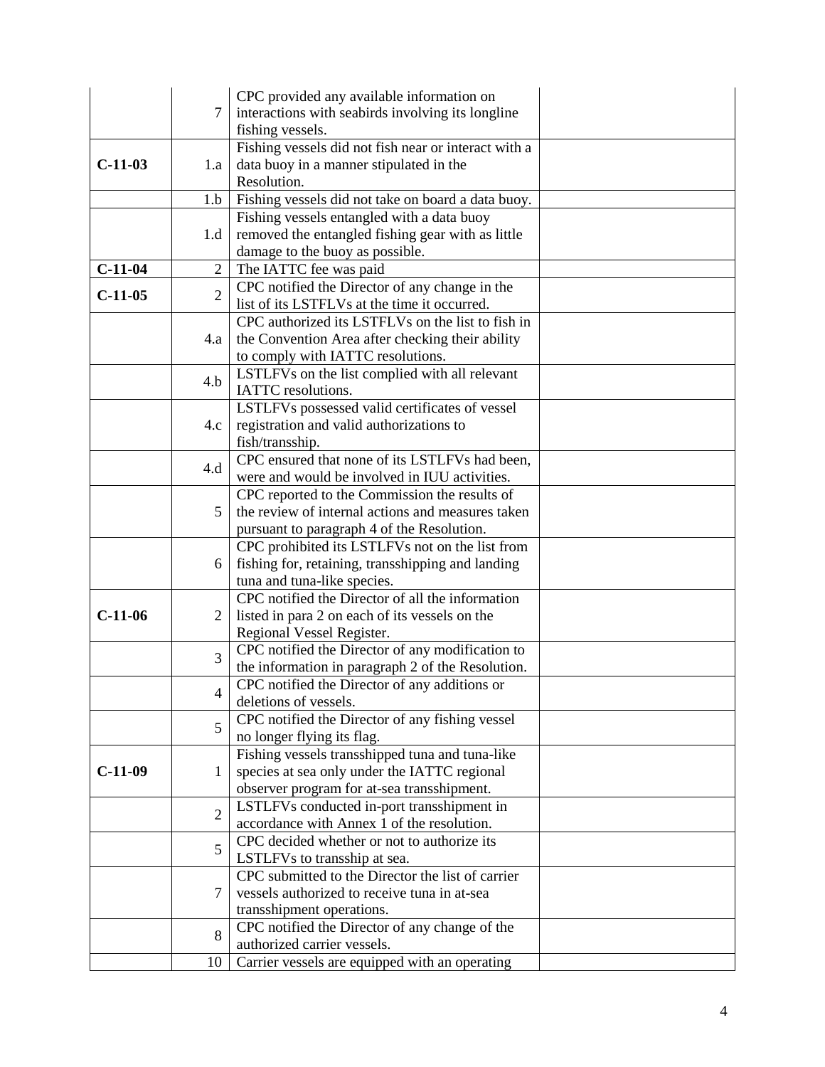| | | | |
|---|---|---|---|
| | 7 | CPC provided any available information on interactions with seabirds involving its longline fishing vessels. | |
| **C-11-03** | 1.a | Fishing vessels did not fish near or interact with a data buoy in a manner stipulated in the Resolution. | |
| | 1.b | Fishing vessels did not take on board a data buoy. | |
| | 1.d | Fishing vessels entangled with a data buoy removed the entangled fishing gear with as little damage to the buoy as possible. | |
| **C-11-04** | 2 | The IATTC fee was paid | |
| **C-11-05** | 2 | CPC notified the Director of any change in the list of its LSTFLVs at the time it occurred. | |
| | 4.a | CPC authorized its LSTFLVs on the list to fish in the Convention Area after checking their ability to comply with IATTC resolutions. | |
| | 4.b | LSTLFVs on the list complied with all relevant IATTC resolutions. | |
| | 4.c | LSTLFVs possessed valid certificates of vessel registration and valid authorizations to fish/transship. | |
| | 4.d | CPC ensured that none of its LSTLFVs had been, were and would be involved in IUU activities. | |
| | 5 | CPC reported to the Commission the results of the review of internal actions and measures taken pursuant to paragraph 4 of the Resolution. | |
| | 6 | CPC prohibited its LSTLFVs not on the list from fishing for, retaining, transshipping and landing tuna and tuna-like species. | |
| **C-11-06** | 2 | CPC notified the Director of all the information listed in para 2 on each of its vessels on the Regional Vessel Register. | |
| | 3 | CPC notified the Director of any modification to the information in paragraph 2 of the Resolution. | |
| | 4 | CPC notified the Director of any additions or deletions of vessels. | |
| | 5 | CPC notified the Director of any fishing vessel no longer flying its flag. | |
| **C-11-09** | 1 | Fishing vessels transshipped tuna and tuna-like species at sea only under the IATTC regional observer program for at-sea transshipment. | |
| | 2 | LSTLFVs conducted in-port transshipment in accordance with Annex 1 of the resolution. | |
| | 5 | CPC decided whether or not to authorize its LSTLFVs to transship at sea. | |
| | 7 | CPC submitted to the Director the list of carrier vessels authorized to receive tuna in at-sea transshipment operations. | |
| | 8 | CPC notified the Director of any change of the authorized carrier vessels. | |
| | 10 | Carrier vessels are equipped with an operating | |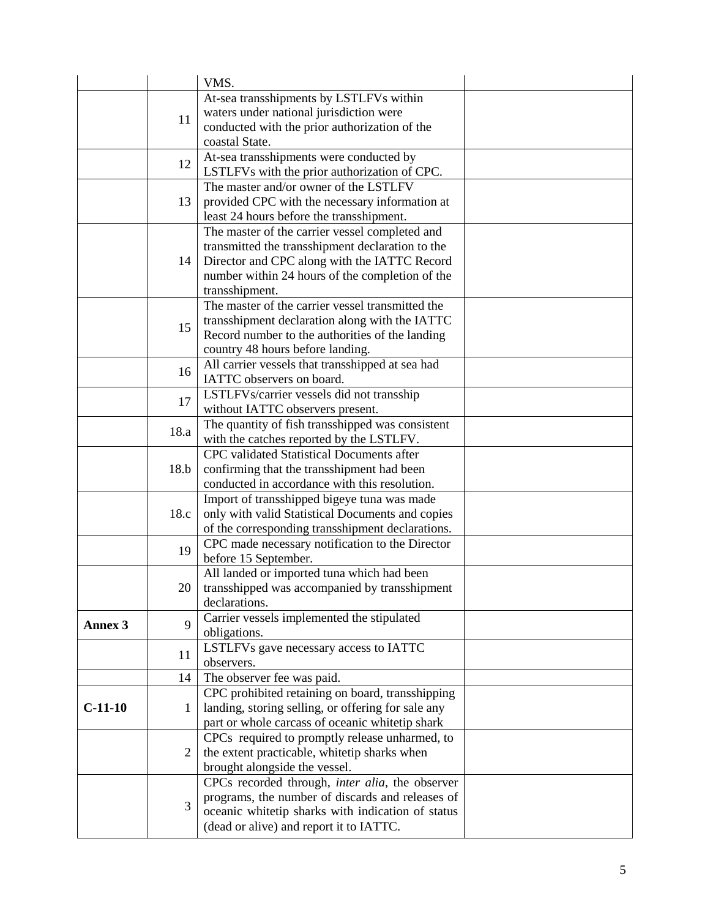| | | | |
|---|---|---|---|
| | | VMS. | |
| | 11 | At-sea transshipments by LSTLFVs within waters under national jurisdiction were conducted with the prior authorization of the coastal State. | |
| | 12 | At-sea transshipments were conducted by LSTLFVs with the prior authorization of CPC. | |
| | 13 | The master and/or owner of the LSTLFV provided CPC with the necessary information at least 24 hours before the transshipment. | |
| | 14 | The master of the carrier vessel completed and transmitted the transshipment declaration to the Director and CPC along with the IATTC Record number within 24 hours of the completion of the transshipment. | |
| | 15 | The master of the carrier vessel transmitted the transshipment declaration along with the IATTC Record number to the authorities of the landing country 48 hours before landing. | |
| | 16 | All carrier vessels that transshipped at sea had IATTC observers on board. | |
| | 17 | LSTLFVs/carrier vessels did not transship without IATTC observers present. | |
| | 18.a | The quantity of fish transshipped was consistent with the catches reported by the LSTLFV. | |
| | 18.b | CPC validated Statistical Documents after confirming that the transshipment had been conducted in accordance with this resolution. | |
| | 18.c | Import of transshipped bigeye tuna was made only with valid Statistical Documents and copies of the corresponding transshipment declarations. | |
| | 19 | CPC made necessary notification to the Director before 15 September. | |
| | 20 | All landed or imported tuna which had been transshipped was accompanied by transshipment declarations. | |
| **Annex 3** | 9 | Carrier vessels implemented the stipulated obligations. | |
| | 11 | LSTLFVs gave necessary access to IATTC observers. | |
| | 14 | The observer fee was paid. | |
| **C-11-10** | 1 | CPC prohibited retaining on board, transshipping landing, storing selling, or offering for sale any part or whole carcass of oceanic whitetip shark | |
| | 2 | CPCs required to promptly release unharmed, to the extent practicable, whitetip sharks when brought alongside the vessel. | |
| | 3 | CPCs recorded through, *inter alia*, the observer programs, the number of discards and releases of oceanic whitetip sharks with indication of status (dead or alive) and report it to IATTC. | |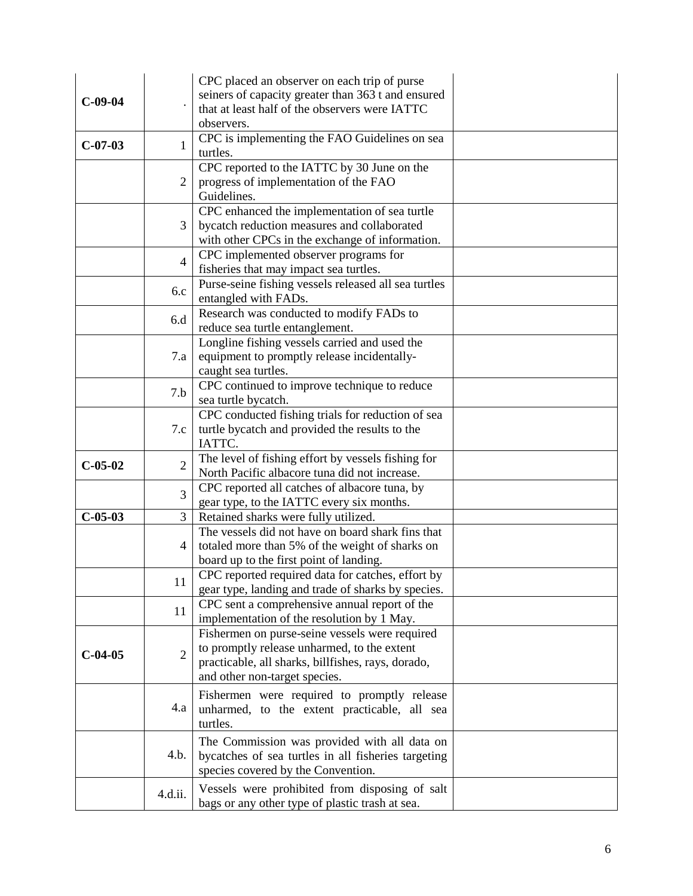| | | | |
|---|---|---|---|
| **C-09-04** | . | CPC placed an observer on each trip of purse seiners of capacity greater than 363 t and ensured that at least half of the observers were IATTC observers. | |
| **C-07-03** | 1 | CPC is implementing the FAO Guidelines on sea turtles. | |
| | 2 | CPC reported to the IATTC by 30 June on the progress of implementation of the FAO Guidelines. | |
| | 3 | CPC enhanced the implementation of sea turtle bycatch reduction measures and collaborated with other CPCs in the exchange of information. | |
| | 4 | CPC implemented observer programs for fisheries that may impact sea turtles. | |
| | 6.c | Purse-seine fishing vessels released all sea turtles entangled with FADs. | |
| | 6.d | Research was conducted to modify FADs to reduce sea turtle entanglement. | |
| | 7.a | Longline fishing vessels carried and used the equipment to promptly release incidentally-caught sea turtles. | |
| | 7.b | CPC continued to improve technique to reduce sea turtle bycatch. | |
| | 7.c | CPC conducted fishing trials for reduction of sea turtle bycatch and provided the results to the IATTC. | |
| **C-05-02** | 2 | The level of fishing effort by vessels fishing for North Pacific albacore tuna did not increase. | |
| | 3 | CPC reported all catches of albacore tuna, by gear type, to the IATTC every six months. | |
| **C-05-03** | 3 | Retained sharks were fully utilized. | |
| | 4 | The vessels did not have on board shark fins that totaled more than 5% of the weight of sharks on board up to the first point of landing. | |
| | 11 | CPC reported required data for catches, effort by gear type, landing and trade of sharks by species. | |
| | 11 | CPC sent a comprehensive annual report of the implementation of the resolution by 1 May. | |
| **C-04-05** | 2 | Fishermen on purse-seine vessels were required to promptly release unharmed, to the extent practicable, all sharks, billfishes, rays, dorado, and other non-target species. | |
| | 4.a | Fishermen were required to promptly release unharmed, to the extent practicable, all sea turtles. | |
| | 4.b. | The Commission was provided with all data on bycatches of sea turtles in all fisheries targeting species covered by the Convention. | |
| | 4.d.ii. | Vessels were prohibited from disposing of salt bags or any other type of plastic trash at sea. | |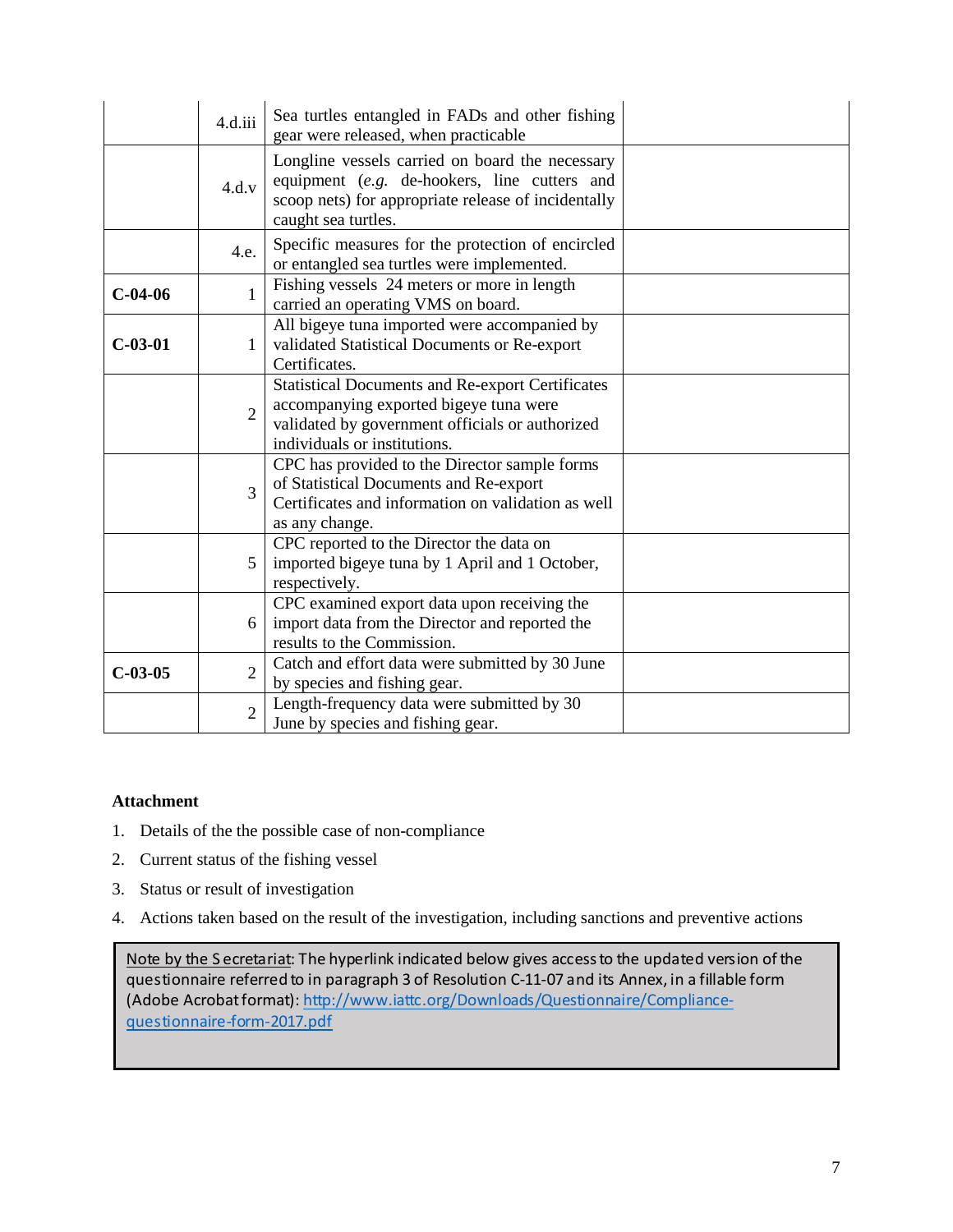| | | | |
|---|---|---|---|
| | 4.d.iii | Sea turtles entangled in FADs and other fishing gear were released, when practicable | |
| | 4.d.v | Longline vessels carried on board the necessary equipment (*e.g.* de-hookers, line cutters and scoop nets) for appropriate release of incidentally caught sea turtles. | |
| | 4.e. | Specific measures for the protection of encircled or entangled sea turtles were implemented. | |
| **C-04-06** | 1 | Fishing vessels 24 meters or more in length carried an operating VMS on board. | |
| **C-03-01** | 1 | All bigeye tuna imported were accompanied by validated Statistical Documents or Re-export Certificates. | |
| | 2 | Statistical Documents and Re-export Certificates accompanying exported bigeye tuna were validated by government officials or authorized individuals or institutions. | |
| | 3 | CPC has provided to the Director sample forms of Statistical Documents and Re-export Certificates and information on validation as well as any change. | |
| | 5 | CPC reported to the Director the data on imported bigeye tuna by 1 April and 1 October, respectively. | |
| | 6 | CPC examined export data upon receiving the import data from the Director and reported the results to the Commission. | |
| **C-03-05** | 2 | Catch and effort data were submitted by 30 June by species and fishing gear. | |
| | 2 | Length-frequency data were submitted by 30 June by species and fishing gear. | |

**Attachment**

1. Details of the the possible case of non-compliance
2. Current status of the fishing vessel
3. Status or result of investigation
4. Actions taken based on the result of the investigation, including sanctions and preventive actions

Note by the Secretariat: The hyperlink indicated below gives access to the updated version of the questionnaire referred to in paragraph 3 of Resolution C-11-07 and its Annex, in a fillable form (Adobe Acrobat format): http://www.iattc.org/Downloads/Questionnaire/Compliance-questionnaire-form-2017.pdf